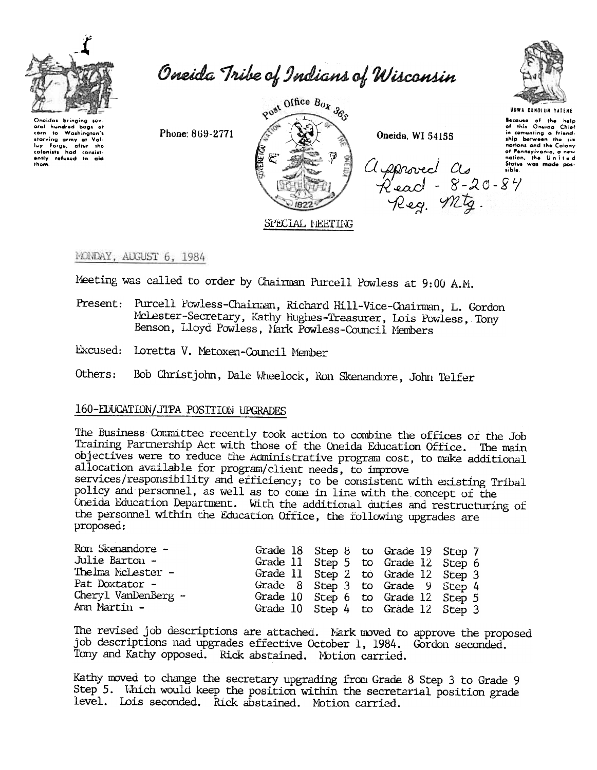# Oneida Tribe of Indians of Wisconsin

Oneidas bringing several hundred bags of corn to Washington's starving army at Valley Forge, after the colonists had consistently refused to aid them.

Phone: 869-2771

Post Office Box 365

Oneida, WI 54155

UGWA DEHOLUN YATEHE

Because of the help of this Oneida Chief in cementing a friendship between the six nations and the Colony of Pennsylvania, a new nation, the United States was made possible.

*Approved as Read - 8-20-84 Reg. Mtg.*

SPECIAL MEETING

MONDAY, AUGUST 6, 1984

Meeting was called to order by Chairman Purcell Powless at 9:00 A.M.

Present: Purcell Powless-Chairman, Richard Hill-Vice-Chairman, L. Gordon McLester-Secretary, Kathy Hughes-Treasurer, Lois Powless, Tony Benson, Lloyd Powless, Mark Powless-Council Members

Excused: Loretta V. Metoxen-Council Member

Others: Bob Christjohn, Dale Wheelock, Ron Skenandore, John Telfer

## 160-EDUCATION/JTPA POSITION UPGRADES

The Business Committee recently took action to combine the offices of the Job Training Partnership Act with those of the Oneida Education Office. The main objectives were to reduce the Administrative program cost, to make additional allocation available for program/client needs, to improve services/responsibility and efficiency; to be consistent with existing Tribal policy and personnel, as well as to come in line with the concept of the Oneida Education Department. With the additional duties and restructuring of the personnel within the Education Office, the following upgrades are proposed:

| | | | | | |
|---|---|---|---|---|---|
| Ron Skenandore - | Grade 18 | Step 8 | to | Grade 19 | Step 7 |
| Julie Barton - | Grade 11 | Step 5 | to | Grade 12 | Step 6 |
| Thelma McLester - | Grade 11 | Step 2 | to | Grade 12 | Step 3 |
| Pat Doxtator - | Grade 8 | Step 3 | to | Grade 9 | Step 4 |
| Cheryl VanDenBerg - | Grade 10 | Step 6 | to | Grade 12 | Step 5 |
| Ann Martin - | Grade 10 | Step 4 | to | Grade 12 | Step 3 |

The revised job descriptions are attached. Mark moved to approve the proposed job descriptions nad upgrades effective October 1, 1984. Gordon seconded. Tony and Kathy opposed. Rick abstained. Motion carried.

Kathy moved to change the secretary upgrading from Grade 8 Step 3 to Grade 9 Step 5. Which would keep the position within the secretarial position grade level. Lois seconded. Rick abstained. Motion carried.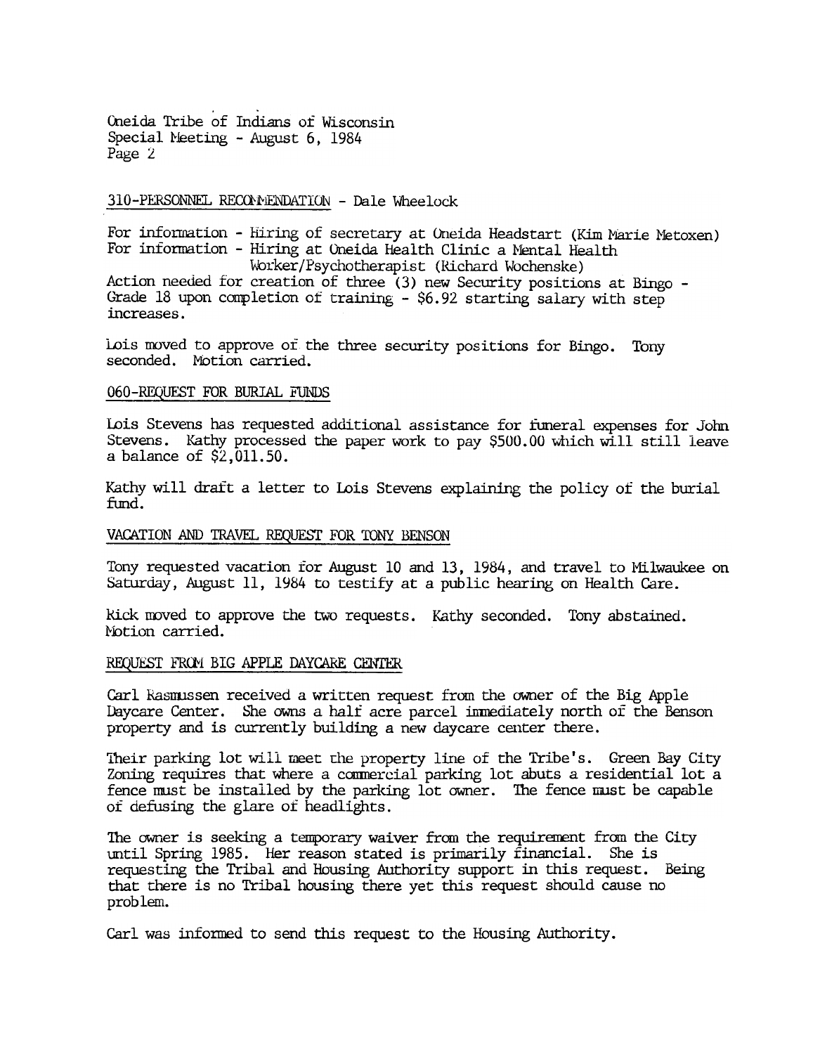Oneida Tribe of Indians of Wisconsin
Special Meeting - August 6, 1984

310-PERSONNEL RECOMMENDATION - Dale Wheelock

For information - Hiring of secretary at Oneida Headstart (Kim Marie Metoxen)
For information - Hiring at Oneida Health Clinic a Mental Health Worker/Psychotherapist (Richard Wochenske)
Action needed for creation of three (3) new Security positions at Bingo - Grade 18 upon completion of training - $6.92 starting salary with step increases.

Lois moved to approve of the three security positions for Bingo. Tony seconded. Motion carried.

060-REQUEST FOR BURIAL FUNDS

Lois Stevens has requested additional assistance for funeral expenses for John Stevens. Kathy processed the paper work to pay $500.00 which will still leave a balance of $2,011.50.

Kathy will draft a letter to Lois Stevens explaining the policy of the burial fund.

VACATION AND TRAVEL REQUEST FOR TONY BENSON

Tony requested vacation for August 10 and 13, 1984, and travel to Milwaukee on Saturday, August 11, 1984 to testify at a public hearing on Health Care.

Rick moved to approve the two requests. Kathy seconded. Tony abstained. Motion carried.

REQUEST FROM BIG APPLE DAYCARE CENTER

Carl Rasmussen received a written request from the owner of the Big Apple Daycare Center. She owns a half acre parcel immediately north of the Benson property and is currently building a new daycare center there.

Their parking lot will meet the property line of the Tribe's. Green Bay City Zoning requires that where a commercial parking lot abuts a residential lot a fence must be installed by the parking lot owner. The fence must be capable of defusing the glare of headlights.

The owner is seeking a temporary waiver from the requirement from the City until Spring 1985. Her reason stated is primarily financial. She is requesting the Tribal and Housing Authority support in this request. Being that there is no Tribal housing there yet this request should cause no problem.

Carl was informed to send this request to the Housing Authority.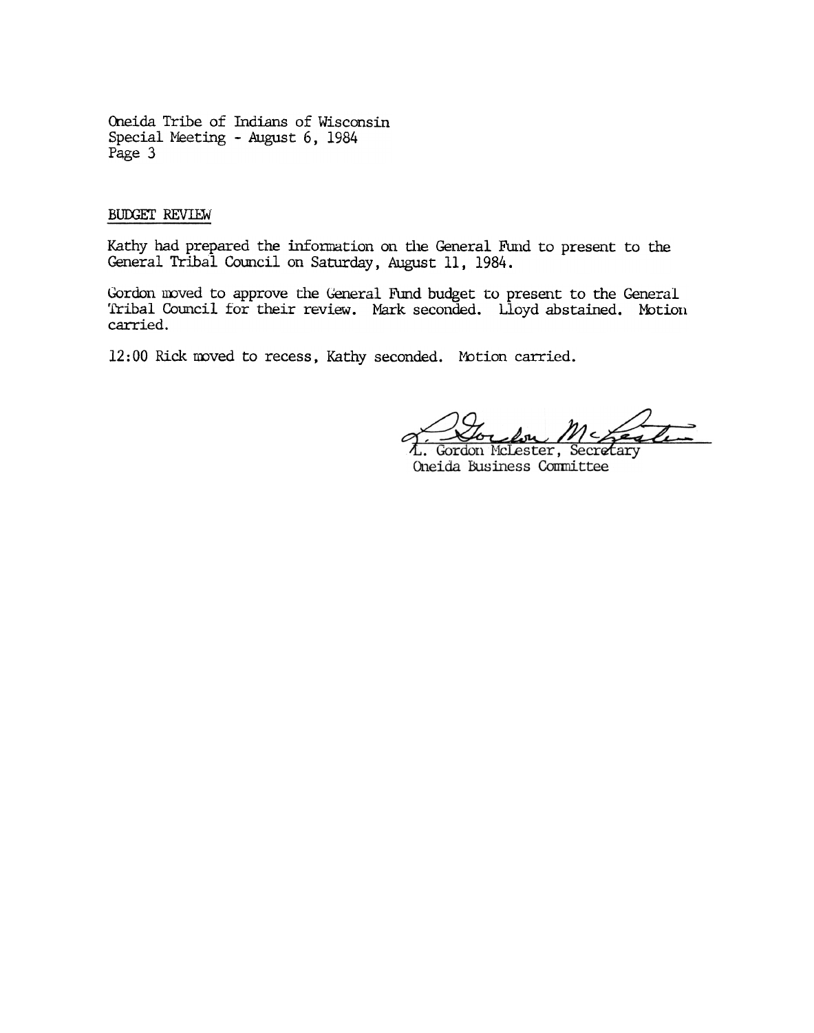Oneida Tribe of Indians of Wisconsin
Special Meeting - August 6, 1984

## BUDGET REVIEW

Kathy had prepared the information on the General Fund to present to the General Tribal Council on Saturday, August 11, 1984.

Gordon moved to approve the General Fund budget to present to the General Tribal Council for their review. Mark seconded. Lloyd abstained. Motion carried.

12:00 Rick moved to recess, Kathy seconded. Motion carried.

L. Gordon McLester, Secretary
Oneida Business Committee